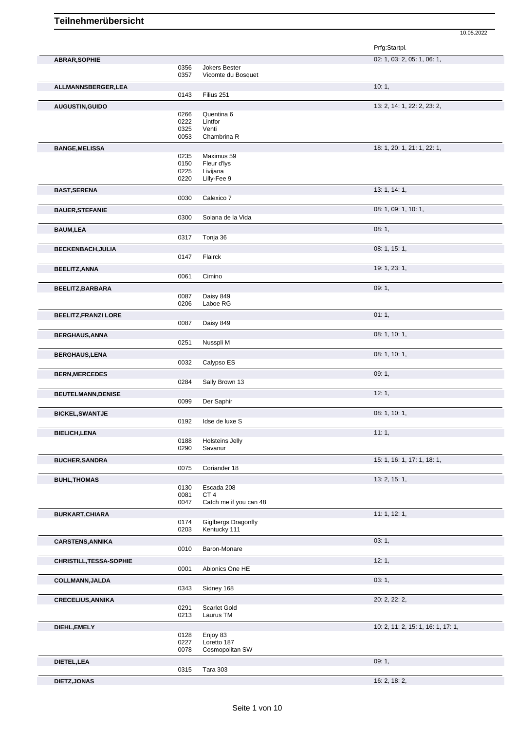# Teilnehmerübersicht

10.05.2022

| Name | Nr. | Pferd | Prfg:Startpl. |
|---|---|---|---|
| **ABRAR,SOPHIE** | | | 02: 1, 03: 2, 05: 1, 06: 1, |
| | 0356 | Jokers Bester | |
| | 0357 | Vicomte du Bosquet | |
| **ALLMANNSBERGER,LEA** | | | 10: 1, |
| | 0143 | Filius 251 | |
| **AUGUSTIN,GUIDO** | | | 13: 2, 14: 1, 22: 2, 23: 2, |
| | 0266 | Quentina 6 | |
| | 0222 | Lintfor | |
| | 0325 | Venti | |
| | 0053 | Chambrina R | |
| **BANGE,MELISSA** | | | 18: 1, 20: 1, 21: 1, 22: 1, |
| | 0235 | Maximus 59 | |
| | 0150 | Fleur d'lys | |
| | 0225 | Livijana | |
| | 0220 | Lilly-Fee 9 | |
| **BAST,SERENA** | | | 13: 1, 14: 1, |
| | 0030 | Calexico 7 | |
| **BAUER,STEFANIE** | | | 08: 1, 09: 1, 10: 1, |
| | 0300 | Solana de la Vida | |
| **BAUM,LEA** | | | 08: 1, |
| | 0317 | Tonja 36 | |
| **BECKENBACH,JULIA** | | | 08: 1, 15: 1, |
| | 0147 | Flairck | |
| **BEELITZ,ANNA** | | | 19: 1, 23: 1, |
| | 0061 | Cimino | |
| **BEELITZ,BARBARA** | | | 09: 1, |
| | 0087 | Daisy 849 | |
| | 0206 | Laboe RG | |
| **BEELITZ,FRANZI LORE** | | | 01: 1, |
| | 0087 | Daisy 849 | |
| **BERGHAUS,ANNA** | | | 08: 1, 10: 1, |
| | 0251 | Nusspli M | |
| **BERGHAUS,LENA** | | | 08: 1, 10: 1, |
| | 0032 | Calypso ES | |
| **BERN,MERCEDES** | | | 09: 1, |
| | 0284 | Sally Brown 13 | |
| **BEUTELMANN,DENISE** | | | 12: 1, |
| | 0099 | Der Saphir | |
| **BICKEL,SWANTJE** | | | 08: 1, 10: 1, |
| | 0192 | Idse de luxe S | |
| **BIELICH,LENA** | | | 11: 1, |
| | 0188 | Holsteins Jelly | |
| | 0290 | Savanur | |
| **BUCHER,SANDRA** | | | 15: 1, 16: 1, 17: 1, 18: 1, |
| | 0075 | Coriander 18 | |
| **BUHL,THOMAS** | | | 13: 2, 15: 1, |
| | 0130 | Escada 208 | |
| | 0081 | CT 4 | |
| | 0047 | Catch me if you can 48 | |
| **BURKART,CHIARA** | | | 11: 1, 12: 1, |
| | 0174 | Giglbergs Dragonfly | |
| | 0203 | Kentucky 111 | |
| **CARSTENS,ANNIKA** | | | 03: 1, |
| | 0010 | Baron-Monare | |
| **CHRISTILL,TESSA-SOPHIE** | | | 12: 1, |
| | 0001 | Abionics One HE | |
| **COLLMANN,JALDA** | | | 03: 1, |
| | 0343 | Sidney 168 | |
| **CRECELIUS,ANNIKA** | | | 20: 2, 22: 2, |
| | 0291 | Scarlet Gold | |
| | 0213 | Laurus TM | |
| **DIEHL,EMELY** | | | 10: 2, 11: 2, 15: 1, 16: 1, 17: 1, |
| | 0128 | Enjoy 83 | |
| | 0227 | Loretto 187 | |
| | 0078 | Cosmopolitan SW | |
| **DIETEL,LEA** | | | 09: 1, |
| | 0315 | Tara 303 | |
| **DIETZ,JONAS** | | | 16: 2, 18: 2, |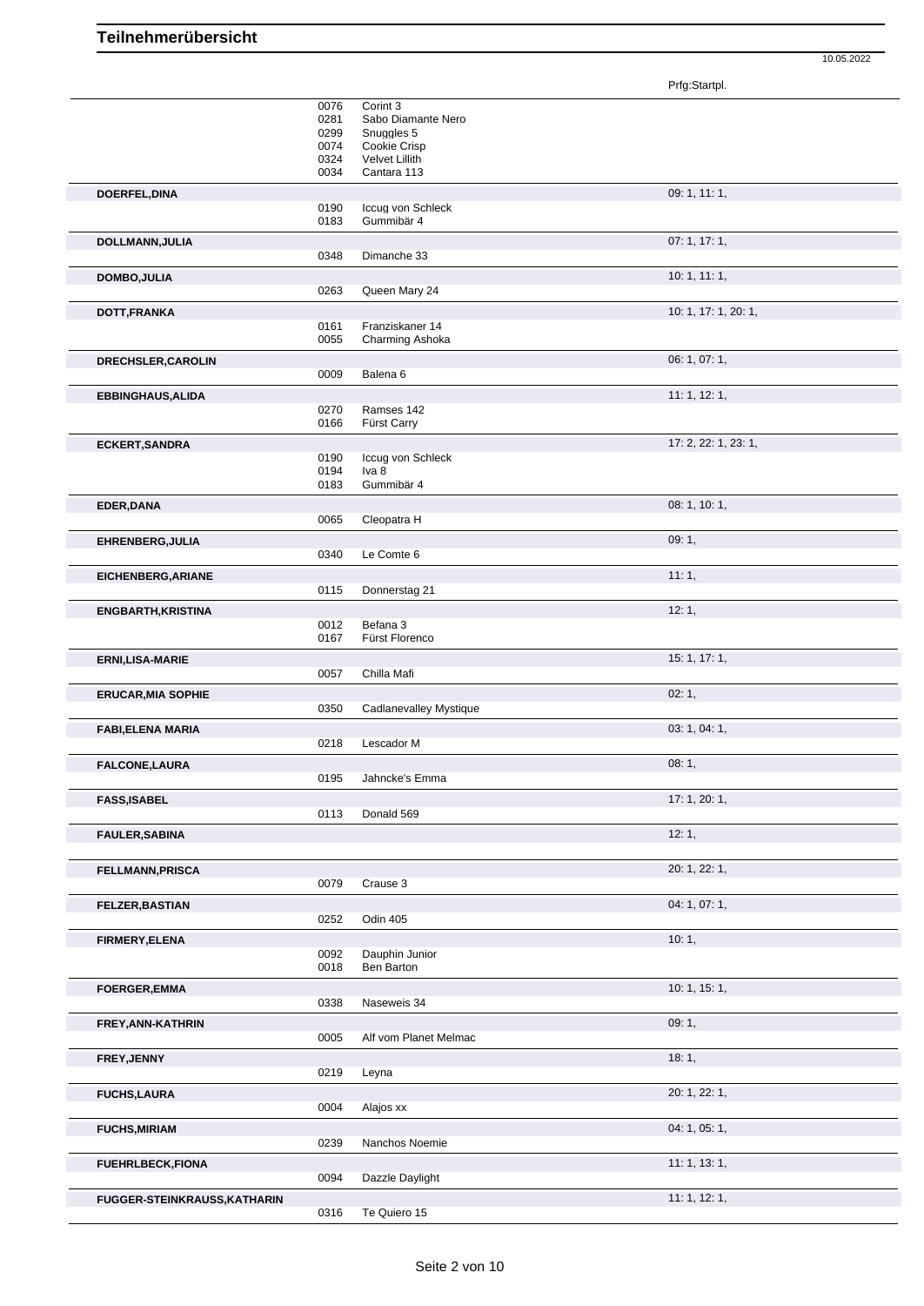# Teilnehmerübersicht

10.05.2022

| Teilnehmer | Nr. | Pferd | Prfg:Startpl. |
|---|---|---|---|
| | 0076 | Corint 3 | |
| | 0281 | Sabo Diamante Nero | |
| | 0299 | Snuggles 5 | |
| | 0074 | Cookie Crisp | |
| | 0324 | Velvet Lillith | |
| | 0034 | Cantara 113 | |
| **DOERFEL,DINA** | | | 09: 1, 11: 1, |
| | 0190 | Iccug von Schleck | |
| | 0183 | Gummibär 4 | |
| **DOLLMANN,JULIA** | | | 07: 1, 17: 1, |
| | 0348 | Dimanche 33 | |
| **DOMBO,JULIA** | | | 10: 1, 11: 1, |
| | 0263 | Queen Mary 24 | |
| **DOTT,FRANKA** | | | 10: 1, 17: 1, 20: 1, |
| | 0161 | Franziskaner 14 | |
| | 0055 | Charming Ashoka | |
| **DRECHSLER,CAROLIN** | | | 06: 1, 07: 1, |
| | 0009 | Balena 6 | |
| **EBBINGHAUS,ALIDA** | | | 11: 1, 12: 1, |
| | 0270 | Ramses 142 | |
| | 0166 | Fürst Carry | |
| **ECKERT,SANDRA** | | | 17: 2, 22: 1, 23: 1, |
| | 0190 | Iccug von Schleck | |
| | 0194 | Iva 8 | |
| | 0183 | Gummibär 4 | |
| **EDER,DANA** | | | 08: 1, 10: 1, |
| | 0065 | Cleopatra H | |
| **EHRENBERG,JULIA** | | | 09: 1, |
| | 0340 | Le Comte 6 | |
| **EICHENBERG,ARIANE** | | | 11: 1, |
| | 0115 | Donnerstag 21 | |
| **ENGBARTH,KRISTINA** | | | 12: 1, |
| | 0012 | Befana 3 | |
| | 0167 | Fürst Florenco | |
| **ERNI,LISA-MARIE** | | | 15: 1, 17: 1, |
| | 0057 | Chilla Mafi | |
| **ERUCAR,MIA SOPHIE** | | | 02: 1, |
| | 0350 | Cadlanevalley Mystique | |
| **FABI,ELENA MARIA** | | | 03: 1, 04: 1, |
| | 0218 | Lescador M | |
| **FALCONE,LAURA** | | | 08: 1, |
| | 0195 | Jahncke's Emma | |
| **FASS,ISABEL** | | | 17: 1, 20: 1, |
| | 0113 | Donald 569 | |
| **FAULER,SABINA** | | | 12: 1, |
| **FELLMANN,PRISCA** | | | 20: 1, 22: 1, |
| | 0079 | Crause 3 | |
| **FELZER,BASTIAN** | | | 04: 1, 07: 1, |
| | 0252 | Odin 405 | |
| **FIRMERY,ELENA** | | | 10: 1, |
| | 0092 | Dauphin Junior | |
| | 0018 | Ben Barton | |
| **FOERGER,EMMA** | | | 10: 1, 15: 1, |
| | 0338 | Naseweis 34 | |
| **FREY,ANN-KATHRIN** | | | 09: 1, |
| | 0005 | Alf vom Planet Melmac | |
| **FREY,JENNY** | | | 18: 1, |
| | 0219 | Leyna | |
| **FUCHS,LAURA** | | | 20: 1, 22: 1, |
| | 0004 | Alajos xx | |
| **FUCHS,MIRIAM** | | | 04: 1, 05: 1, |
| | 0239 | Nanchos Noemie | |
| **FUEHRLBECK,FIONA** | | | 11: 1, 13: 1, |
| | 0094 | Dazzle Daylight | |
| **FUGGER-STEINKRAUSS,KATHARIN** | | | 11: 1, 12: 1, |
| | 0316 | Te Quiero 15 | |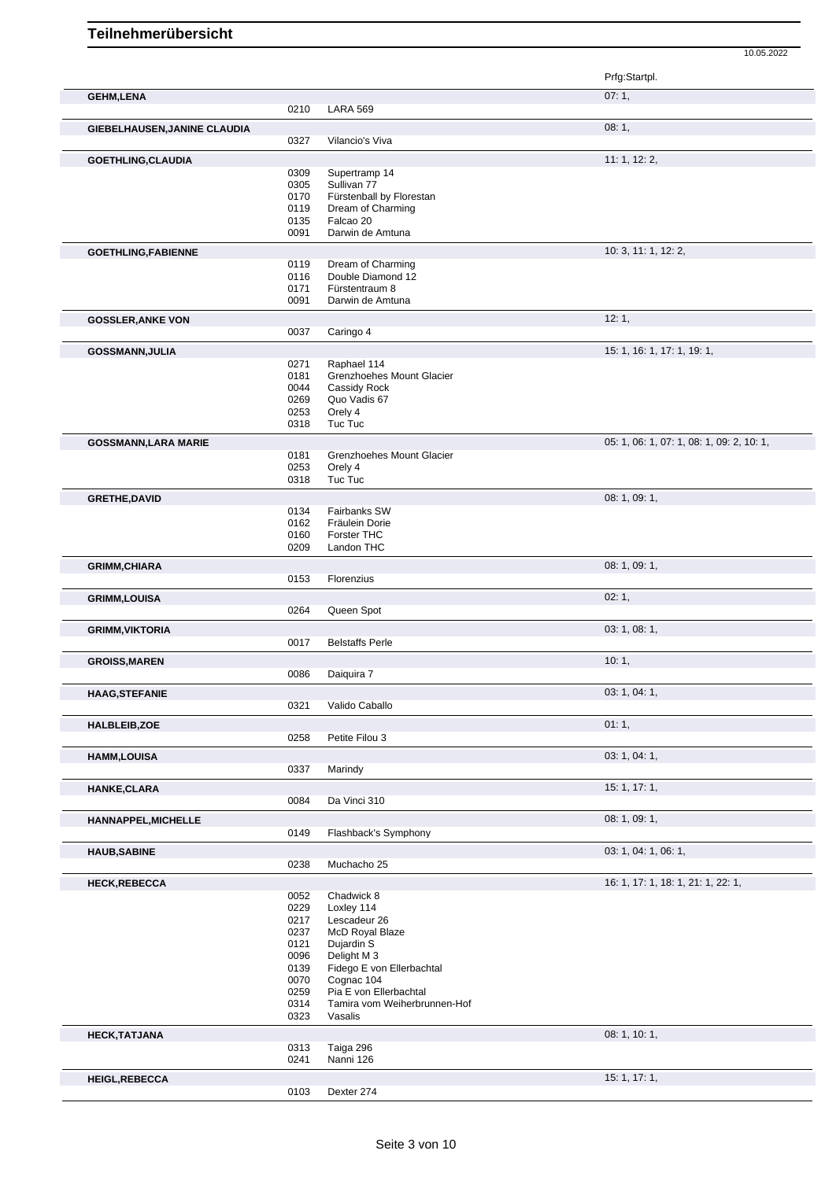# Teilnehmerübersicht

10.05.2022

| | | | Prfg:Startpl. |
|---|---|---|---|
| **GEHM,LENA** | | | 07: 1, |
| | 0210 | LARA 569 | |
| **GIEBELHAUSEN,JANINE CLAUDIA** | | | 08: 1, |
| | 0327 | Vilancio's Viva | |
| **GOETHLING,CLAUDIA** | | | 11: 1, 12: 2, |
| | 0309 | Supertramp 14 | |
| | 0305 | Sullivan 77 | |
| | 0170 | Fürstenball by Florestan | |
| | 0119 | Dream of Charming | |
| | 0135 | Falcao 20 | |
| | 0091 | Darwin de Amtuna | |
| **GOETHLING,FABIENNE** | | | 10: 3, 11: 1, 12: 2, |
| | 0119 | Dream of Charming | |
| | 0116 | Double Diamond 12 | |
| | 0171 | Fürstentraum 8 | |
| | 0091 | Darwin de Amtuna | |
| **GOSSLER,ANKE VON** | | | 12: 1, |
| | 0037 | Caringo 4 | |
| **GOSSMANN,JULIA** | | | 15: 1, 16: 1, 17: 1, 19: 1, |
| | 0271 | Raphael 114 | |
| | 0181 | Grenzhoehes Mount Glacier | |
| | 0044 | Cassidy Rock | |
| | 0269 | Quo Vadis 67 | |
| | 0253 | Orely 4 | |
| | 0318 | Tuc Tuc | |
| **GOSSMANN,LARA MARIE** | | | 05: 1, 06: 1, 07: 1, 08: 1, 09: 2, 10: 1, |
| | 0181 | Grenzhoehes Mount Glacier | |
| | 0253 | Orely 4 | |
| | 0318 | Tuc Tuc | |
| **GRETHE,DAVID** | | | 08: 1, 09: 1, |
| | 0134 | Fairbanks SW | |
| | 0162 | Fräulein Dorie | |
| | 0160 | Forster THC | |
| | 0209 | Landon THC | |
| **GRIMM,CHIARA** | | | 08: 1, 09: 1, |
| | 0153 | Florenzius | |
| **GRIMM,LOUISA** | | | 02: 1, |
| | 0264 | Queen Spot | |
| **GRIMM,VIKTORIA** | | | 03: 1, 08: 1, |
| | 0017 | Belstaffs Perle | |
| **GROISS,MAREN** | | | 10: 1, |
| | 0086 | Daiquira 7 | |
| **HAAG,STEFANIE** | | | 03: 1, 04: 1, |
| | 0321 | Valido Caballo | |
| **HALBLEIB,ZOE** | | | 01: 1, |
| | 0258 | Petite Filou 3 | |
| **HAMM,LOUISA** | | | 03: 1, 04: 1, |
| | 0337 | Marindy | |
| **HANKE,CLARA** | | | 15: 1, 17: 1, |
| | 0084 | Da Vinci 310 | |
| **HANNAPPEL,MICHELLE** | | | 08: 1, 09: 1, |
| | 0149 | Flashback's Symphony | |
| **HAUB,SABINE** | | | 03: 1, 04: 1, 06: 1, |
| | 0238 | Muchacho 25 | |
| **HECK,REBECCA** | | | 16: 1, 17: 1, 18: 1, 21: 1, 22: 1, |
| | 0052 | Chadwick 8 | |
| | 0229 | Loxley 114 | |
| | 0217 | Lescadeur 26 | |
| | 0237 | McD Royal Blaze | |
| | 0121 | Dujardin S | |
| | 0096 | Delight M 3 | |
| | 0139 | Fidego E von Ellerbachtal | |
| | 0070 | Cognac 104 | |
| | 0259 | Pia E von Ellerbachtal | |
| | 0314 | Tamira vom Weiherbrunnen-Hof | |
| | 0323 | Vasalis | |
| **HECK,TATJANA** | | | 08: 1, 10: 1, |
| | 0313 | Taiga 296 | |
| | 0241 | Nanni 126 | |
| **HEIGL,REBECCA** | | | 15: 1, 17: 1, |
| | 0103 | Dexter 274 | |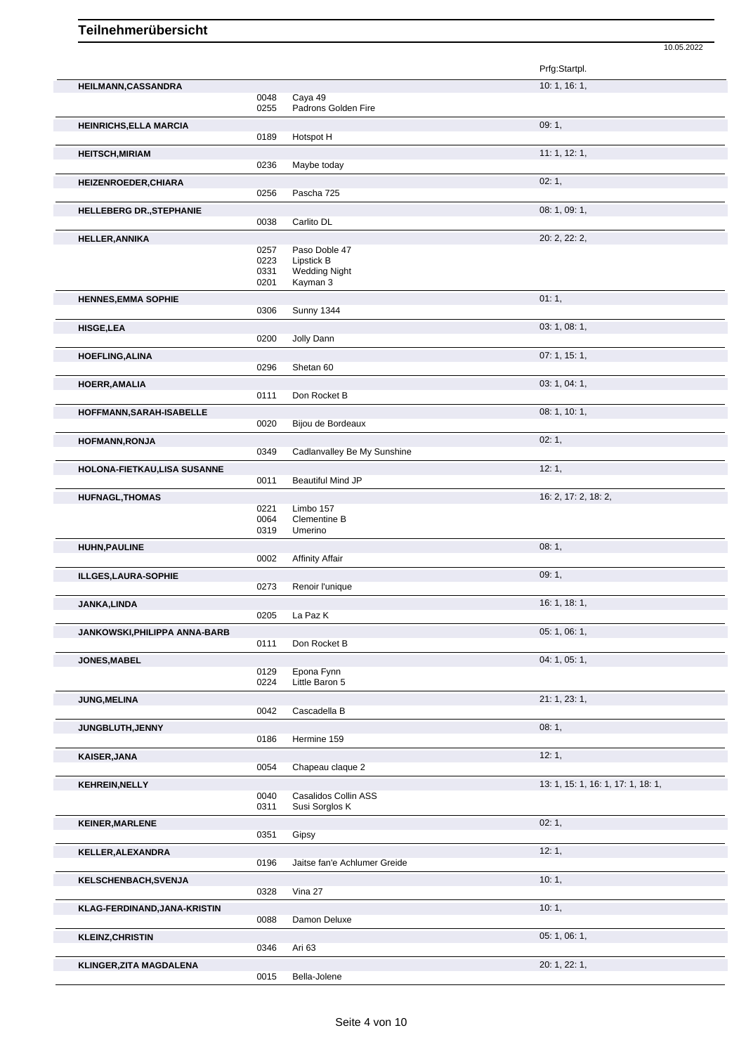# Teilnehmerübersicht

10.05.2022

| Name | Nr. | Pferd | Prfg:Startpl. |
|---|---|---|---|
| **HEILMANN,CASSANDRA** | | | 10: 1, 16: 1, |
| | 0048 | Caya 49 | |
| | 0255 | Padrons Golden Fire | |
| **HEINRICHS,ELLA MARCIA** | | | 09: 1, |
| | 0189 | Hotspot H | |
| **HEITSCH,MIRIAM** | | | 11: 1, 12: 1, |
| | 0236 | Maybe today | |
| **HEIZENROEDER,CHIARA** | | | 02: 1, |
| | 0256 | Pascha 725 | |
| **HELLEBERG DR.,STEPHANIE** | | | 08: 1, 09: 1, |
| | 0038 | Carlito DL | |
| **HELLER,ANNIKA** | | | 20: 2, 22: 2, |
| | 0257 | Paso Doble 47 | |
| | 0223 | Lipstick B | |
| | 0331 | Wedding Night | |
| | 0201 | Kayman 3 | |
| **HENNES,EMMA SOPHIE** | | | 01: 1, |
| | 0306 | Sunny 1344 | |
| **HISGE,LEA** | | | 03: 1, 08: 1, |
| | 0200 | Jolly Dann | |
| **HOEFLING,ALINA** | | | 07: 1, 15: 1, |
| | 0296 | Shetan 60 | |
| **HOERR,AMALIA** | | | 03: 1, 04: 1, |
| | 0111 | Don Rocket B | |
| **HOFFMANN,SARAH-ISABELLE** | | | 08: 1, 10: 1, |
| | 0020 | Bijou de Bordeaux | |
| **HOFMANN,RONJA** | | | 02: 1, |
| | 0349 | Cadlanvalley Be My Sunshine | |
| **HOLONA-FIETKAU,LISA SUSANNE** | | | 12: 1, |
| | 0011 | Beautiful Mind JP | |
| **HUFNAGL,THOMAS** | | | 16: 2, 17: 2, 18: 2, |
| | 0221 | Limbo 157 | |
| | 0064 | Clementine B | |
| | 0319 | Umerino | |
| **HUHN,PAULINE** | | | 08: 1, |
| | 0002 | Affinity Affair | |
| **ILLGES,LAURA-SOPHIE** | | | 09: 1, |
| | 0273 | Renoir l'unique | |
| **JANKA,LINDA** | | | 16: 1, 18: 1, |
| | 0205 | La Paz K | |
| **JANKOWSKI,PHILIPPA ANNA-BARB** | | | 05: 1, 06: 1, |
| | 0111 | Don Rocket B | |
| **JONES,MABEL** | | | 04: 1, 05: 1, |
| | 0129 | Epona Fynn | |
| | 0224 | Little Baron 5 | |
| **JUNG,MELINA** | | | 21: 1, 23: 1, |
| | 0042 | Cascadella B | |
| **JUNGBLUTH,JENNY** | | | 08: 1, |
| | 0186 | Hermine 159 | |
| **KAISER,JANA** | | | 12: 1, |
| | 0054 | Chapeau claque 2 | |
| **KEHREIN,NELLY** | | | 13: 1, 15: 1, 16: 1, 17: 1, 18: 1, |
| | 0040 | Casalidos Collin ASS | |
| | 0311 | Susi Sorglos K | |
| **KEINER,MARLENE** | | | 02: 1, |
| | 0351 | Gipsy | |
| **KELLER,ALEXANDRA** | | | 12: 1, |
| | 0196 | Jaitse fan'e Achlumer Greide | |
| **KELSCHENBACH,SVENJA** | | | 10: 1, |
| | 0328 | Vina 27 | |
| **KLAG-FERDINAND,JANA-KRISTIN** | | | 10: 1, |
| | 0088 | Damon Deluxe | |
| **KLEINZ,CHRISTIN** | | | 05: 1, 06: 1, |
| | 0346 | Ari 63 | |
| **KLINGER,ZITA MAGDALENA** | | | 20: 1, 22: 1, |
| | 0015 | Bella-Jolene | |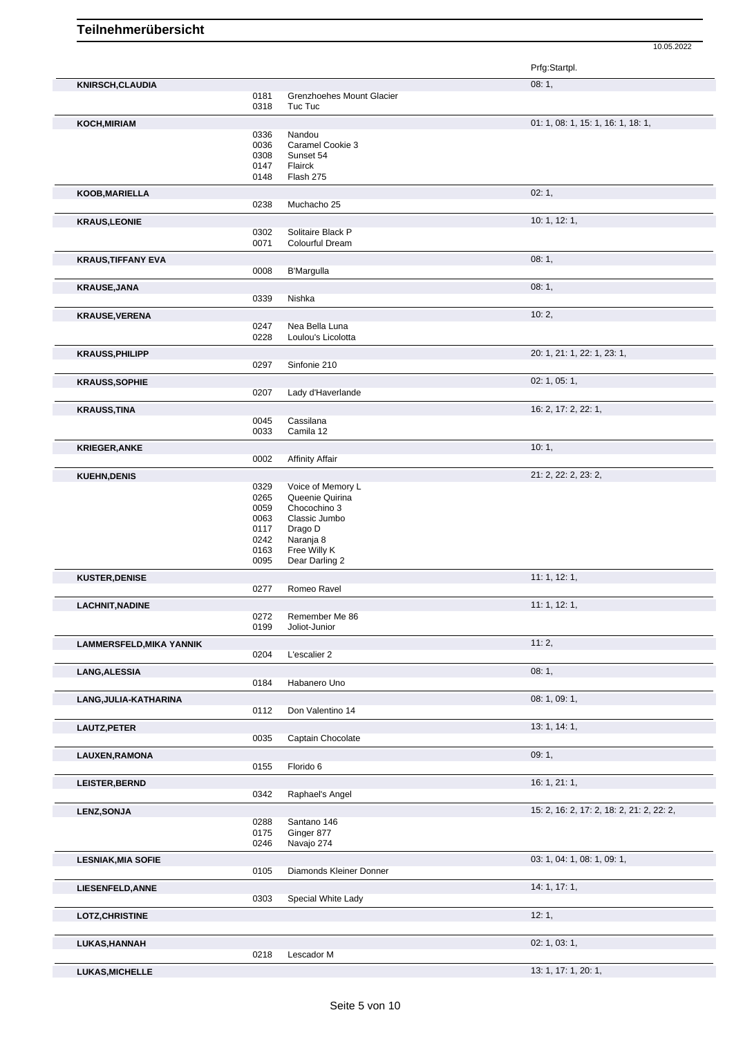# Teilnehmerübersicht

10.05.2022

| | | | Prfg:Startpl. |
|---|---|---|---|
| **KNIRSCH,CLAUDIA** | | | 08: 1, |
| | 0181 | Grenzhoehes Mount Glacier | |
| | 0318 | Tuc Tuc | |
| **KOCH,MIRIAM** | | | 01: 1, 08: 1, 15: 1, 16: 1, 18: 1, |
| | 0336 | Nandou | |
| | 0036 | Caramel Cookie 3 | |
| | 0308 | Sunset 54 | |
| | 0147 | Flairck | |
| | 0148 | Flash 275 | |
| **KOOB,MARIELLA** | | | 02: 1, |
| | 0238 | Muchacho 25 | |
| **KRAUS,LEONIE** | | | 10: 1, 12: 1, |
| | 0302 | Solitaire Black P | |
| | 0071 | Colourful Dream | |
| **KRAUS,TIFFANY EVA** | | | 08: 1, |
| | 0008 | B'Margulla | |
| **KRAUSE,JANA** | | | 08: 1, |
| | 0339 | Nishka | |
| **KRAUSE,VERENA** | | | 10: 2, |
| | 0247 | Nea Bella Luna | |
| | 0228 | Loulou's Licolotta | |
| **KRAUSS,PHILIPP** | | | 20: 1, 21: 1, 22: 1, 23: 1, |
| | 0297 | Sinfonie 210 | |
| **KRAUSS,SOPHIE** | | | 02: 1, 05: 1, |
| | 0207 | Lady d'Haverlande | |
| **KRAUSS,TINA** | | | 16: 2, 17: 2, 22: 1, |
| | 0045 | Cassilana | |
| | 0033 | Camila 12 | |
| **KRIEGER,ANKE** | | | 10: 1, |
| | 0002 | Affinity Affair | |
| **KUEHN,DENIS** | | | 21: 2, 22: 2, 23: 2, |
| | 0329 | Voice of Memory L | |
| | 0265 | Queenie Quirina | |
| | 0059 | Chocochino 3 | |
| | 0063 | Classic Jumbo | |
| | 0117 | Drago D | |
| | 0242 | Naranja 8 | |
| | 0163 | Free Willy K | |
| | 0095 | Dear Darling 2 | |
| **KUSTER,DENISE** | | | 11: 1, 12: 1, |
| | 0277 | Romeo Ravel | |
| **LACHNIT,NADINE** | | | 11: 1, 12: 1, |
| | 0272 | Remember Me 86 | |
| | 0199 | Joliot-Junior | |
| **LAMMERSFELD,MIKA YANNIK** | | | 11: 2, |
| | 0204 | L'escalier 2 | |
| **LANG,ALESSIA** | | | 08: 1, |
| | 0184 | Habanero Uno | |
| **LANG,JULIA-KATHARINA** | | | 08: 1, 09: 1, |
| | 0112 | Don Valentino 14 | |
| **LAUTZ,PETER** | | | 13: 1, 14: 1, |
| | 0035 | Captain Chocolate | |
| **LAUXEN,RAMONA** | | | 09: 1, |
| | 0155 | Florido 6 | |
| **LEISTER,BERND** | | | 16: 1, 21: 1, |
| | 0342 | Raphael's Angel | |
| **LENZ,SONJA** | | | 15: 2, 16: 2, 17: 2, 18: 2, 21: 2, 22: 2, |
| | 0288 | Santano 146 | |
| | 0175 | Ginger 877 | |
| | 0246 | Navajo 274 | |
| **LESNIAK,MIA SOFIE** | | | 03: 1, 04: 1, 08: 1, 09: 1, |
| | 0105 | Diamonds Kleiner Donner | |
| **LIESENFELD,ANNE** | | | 14: 1, 17: 1, |
| | 0303 | Special White Lady | |
| **LOTZ,CHRISTINE** | | | 12: 1, |
| **LUKAS,HANNAH** | | | 02: 1, 03: 1, |
| | 0218 | Lescador M | |
| **LUKAS,MICHELLE** | | | 13: 1, 17: 1, 20: 1, |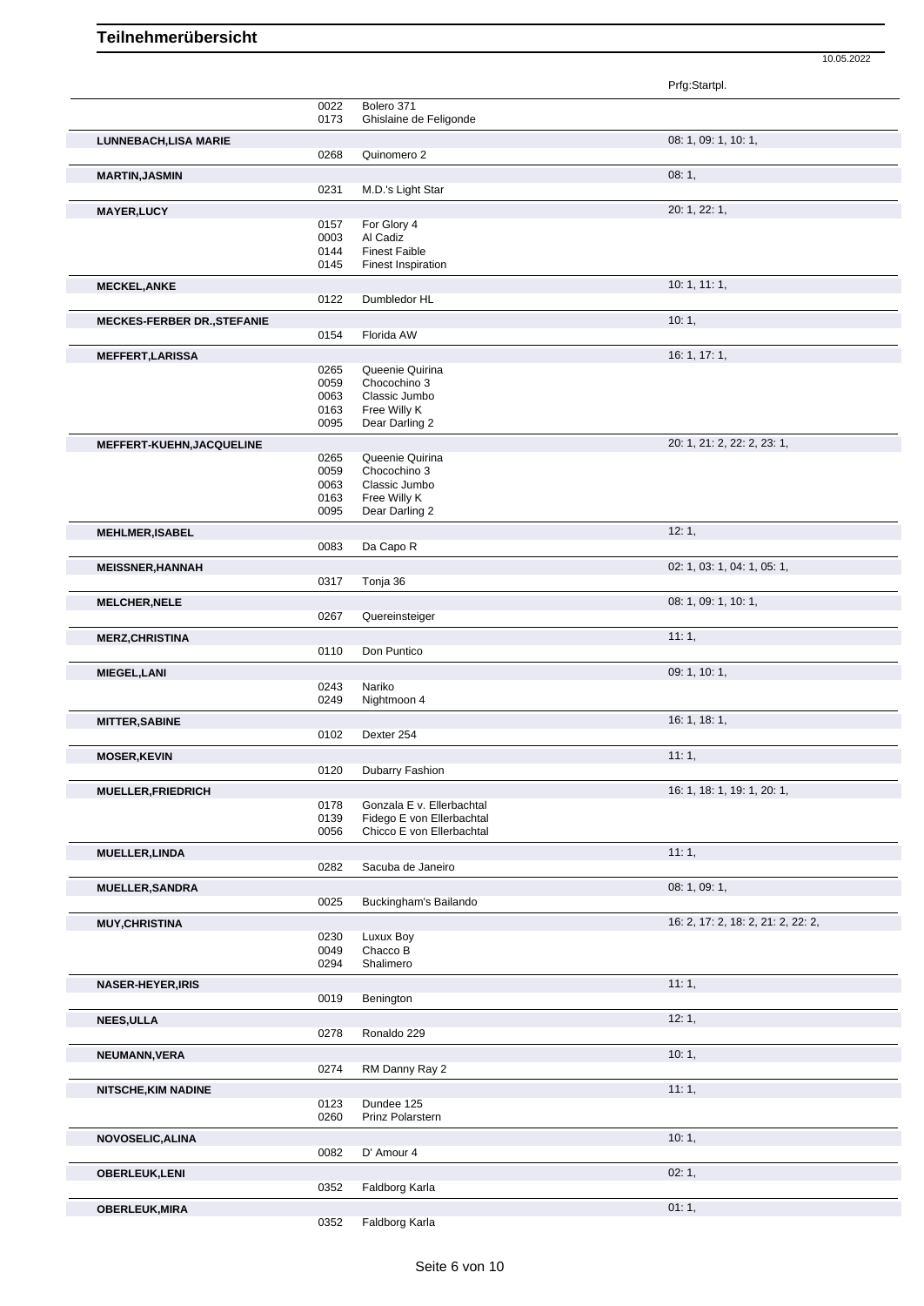# Teilnehmerübersicht

10.05.2022

| Teilnehmer | Nr. | Pferd | Prfg:Startpl. |
|---|---|---|---|
| | 0022 | Bolero 371 | |
| | 0173 | Ghislaine de Feligonde | |
| **LUNNEBACH,LISA MARIE** | | | 08: 1, 09: 1, 10: 1, |
| | 0268 | Quinomero 2 | |
| **MARTIN,JASMIN** | | | 08: 1, |
| | 0231 | M.D.'s Light Star | |
| **MAYER,LUCY** | | | 20: 1, 22: 1, |
| | 0157 | For Glory 4 | |
| | 0003 | Al Cadiz | |
| | 0144 | Finest Faible | |
| | 0145 | Finest Inspiration | |
| **MECKEL,ANKE** | | | 10: 1, 11: 1, |
| | 0122 | Dumbledor HL | |
| **MECKES-FERBER DR.,STEFANIE** | | | 10: 1, |
| | 0154 | Florida AW | |
| **MEFFERT,LARISSA** | | | 16: 1, 17: 1, |
| | 0265 | Queenie Quirina | |
| | 0059 | Chocochino 3 | |
| | 0063 | Classic Jumbo | |
| | 0163 | Free Willy K | |
| | 0095 | Dear Darling 2 | |
| **MEFFERT-KUEHN,JACQUELINE** | | | 20: 1, 21: 2, 22: 2, 23: 1, |
| | 0265 | Queenie Quirina | |
| | 0059 | Chocochino 3 | |
| | 0063 | Classic Jumbo | |
| | 0163 | Free Willy K | |
| | 0095 | Dear Darling 2 | |
| **MEHLMER,ISABEL** | | | 12: 1, |
| | 0083 | Da Capo R | |
| **MEISSNER,HANNAH** | | | 02: 1, 03: 1, 04: 1, 05: 1, |
| | 0317 | Tonja 36 | |
| **MELCHER,NELE** | | | 08: 1, 09: 1, 10: 1, |
| | 0267 | Quereinsteiger | |
| **MERZ,CHRISTINA** | | | 11: 1, |
| | 0110 | Don Puntico | |
| **MIEGEL,LANI** | | | 09: 1, 10: 1, |
| | 0243 | Nariko | |
| | 0249 | Nightmoon 4 | |
| **MITTER,SABINE** | | | 16: 1, 18: 1, |
| | 0102 | Dexter 254 | |
| **MOSER,KEVIN** | | | 11: 1, |
| | 0120 | Dubarry Fashion | |
| **MUELLER,FRIEDRICH** | | | 16: 1, 18: 1, 19: 1, 20: 1, |
| | 0178 | Gonzala E v. Ellerbachtal | |
| | 0139 | Fidego E von Ellerbachtal | |
| | 0056 | Chicco E von Ellerbachtal | |
| **MUELLER,LINDA** | | | 11: 1, |
| | 0282 | Sacuba de Janeiro | |
| **MUELLER,SANDRA** | | | 08: 1, 09: 1, |
| | 0025 | Buckingham's Bailando | |
| **MUY,CHRISTINA** | | | 16: 2, 17: 2, 18: 2, 21: 2, 22: 2, |
| | 0230 | Luxux Boy | |
| | 0049 | Chacco B | |
| | 0294 | Shalimero | |
| **NASER-HEYER,IRIS** | | | 11: 1, |
| | 0019 | Benington | |
| **NEES,ULLA** | | | 12: 1, |
| | 0278 | Ronaldo 229 | |
| **NEUMANN,VERA** | | | 10: 1, |
| | 0274 | RM Danny Ray 2 | |
| **NITSCHE,KIM NADINE** | | | 11: 1, |
| | 0123 | Dundee 125 | |
| | 0260 | Prinz Polarstern | |
| **NOVOSELIC,ALINA** | | | 10: 1, |
| | 0082 | D' Amour 4 | |
| **OBERLEUK,LENI** | | | 02: 1, |
| | 0352 | Faldborg Karla | |
| **OBERLEUK,MIRA** | | | 01: 1, |
| | 0352 | Faldborg Karla | |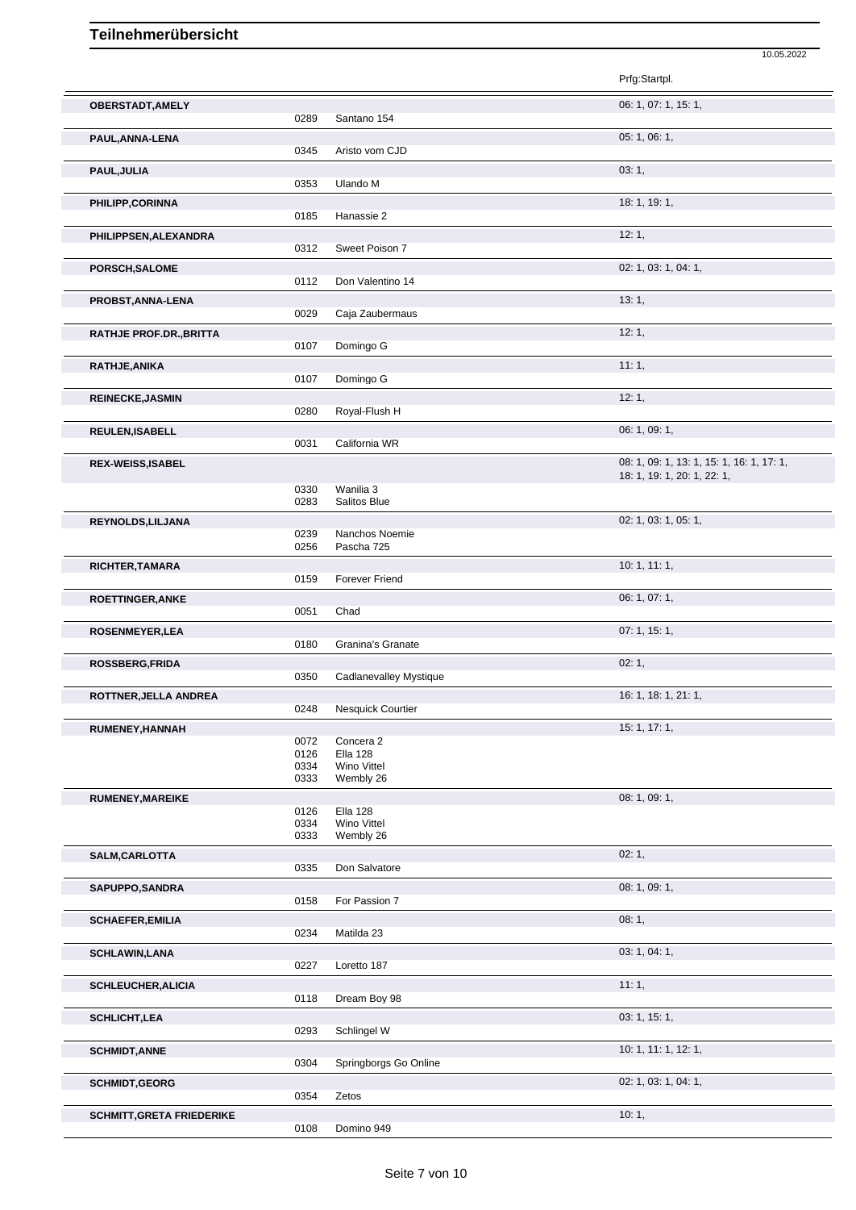# Teilnehmerübersicht

10.05.2022

| Name | Nr. | Pferd | Prfg:Startpl. |
|---|---|---|---|
| OBERSTADT,AMELY | 0289 | Santano 154 | 06: 1, 07: 1, 15: 1, |
| PAUL,ANNA-LENA | 0345 | Aristo vom CJD | 05: 1, 06: 1, |
| PAUL,JULIA | 0353 | Ulando M | 03: 1, |
| PHILIPP,CORINNA | 0185 | Hanassie 2 | 18: 1, 19: 1, |
| PHILIPPSEN,ALEXANDRA | 0312 | Sweet Poison 7 | 12: 1, |
| PORSCH,SALOME | 0112 | Don Valentino 14 | 02: 1, 03: 1, 04: 1, |
| PROBST,ANNA-LENA | 0029 | Caja Zaubermaus | 13: 1, |
| RATHJE PROF.DR.,BRITTA | 0107 | Domingo G | 12: 1, |
| RATHJE,ANIKA | 0107 | Domingo G | 11: 1, |
| REINECKE,JASMIN | 0280 | Royal-Flush H | 12: 1, |
| REULEN,ISABELL | 0031 | California WR | 06: 1, 09: 1, |
| REX-WEISS,ISABEL | 0330 | Wanilia 3 | 08: 1, 09: 1, 13: 1, 15: 1, 16: 1, 17: 1, 18: 1, 19: 1, 20: 1, 22: 1, |
| | 0283 | Salitos Blue | |
| REYNOLDS,LILJANA | 0239 | Nanchos Noemie | 02: 1, 03: 1, 05: 1, |
| | 0256 | Pascha 725 | |
| RICHTER,TAMARA | 0159 | Forever Friend | 10: 1, 11: 1, |
| ROETTINGER,ANKE | 0051 | Chad | 06: 1, 07: 1, |
| ROSENMEYER,LEA | 0180 | Granina's Granate | 07: 1, 15: 1, |
| ROSSBERG,FRIDA | 0350 | Cadlanevalley Mystique | 02: 1, |
| ROTTNER,JELLA ANDREA | 0248 | Nesquick Courtier | 16: 1, 18: 1, 21: 1, |
| RUMENEY,HANNAH | 0072 | Concera 2 | 15: 1, 17: 1, |
| | 0126 | Ella 128 | |
| | 0334 | Wino Vittel | |
| | 0333 | Wembly 26 | |
| RUMENEY,MAREIKE | 0126 | Ella 128 | 08: 1, 09: 1, |
| | 0334 | Wino Vittel | |
| | 0333 | Wembly 26 | |
| SALM,CARLOTTA | 0335 | Don Salvatore | 02: 1, |
| SAPUPPO,SANDRA | 0158 | For Passion 7 | 08: 1, 09: 1, |
| SCHAEFER,EMILIA | 0234 | Matilda 23 | 08: 1, |
| SCHLAWIN,LANA | 0227 | Loretto 187 | 03: 1, 04: 1, |
| SCHLEUCHER,ALICIA | 0118 | Dream Boy 98 | 11: 1, |
| SCHLICHT,LEA | 0293 | Schlingel W | 03: 1, 15: 1, |
| SCHMIDT,ANNE | 0304 | Springborgs Go Online | 10: 1, 11: 1, 12: 1, |
| SCHMIDT,GEORG | 0354 | Zetos | 02: 1, 03: 1, 04: 1, |
| SCHMITT,GRETA FRIEDERIKE | 0108 | Domino 949 | 10: 1, |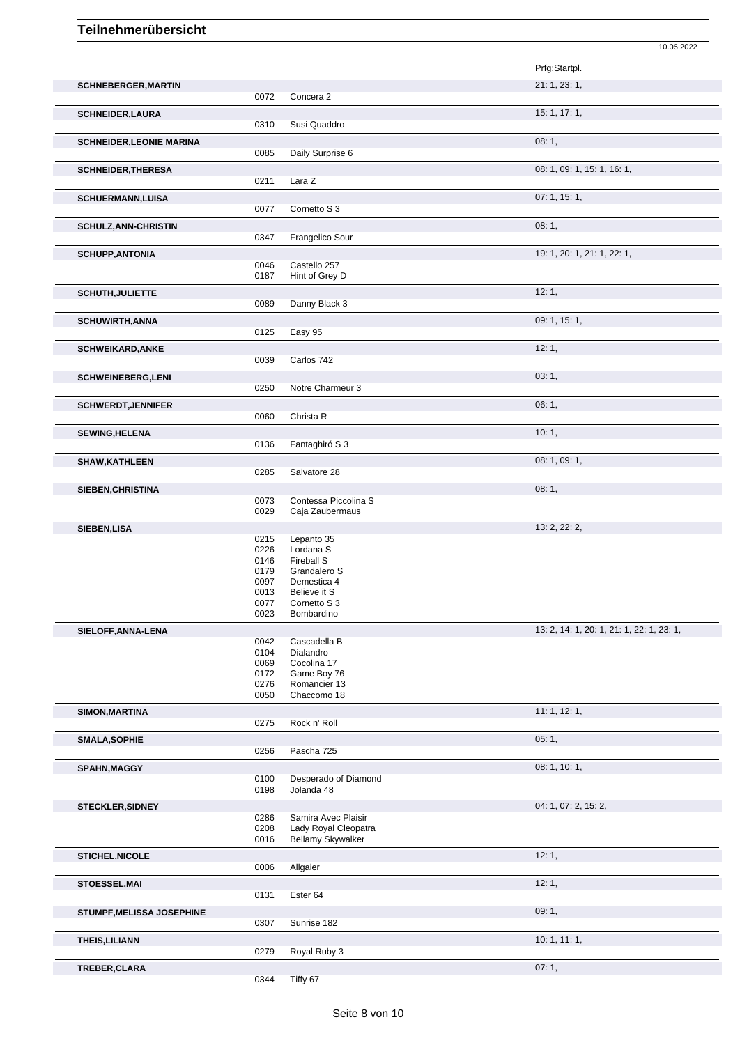# Teilnehmerübersicht

10.05.2022

| Name | Nr. | Pferd | Prfg:Startpl. |
|---|---|---|---|
| **SCHNEBERGER,MARTIN** | | | 21: 1, 23: 1, |
| | 0072 | Concera 2 | |
| **SCHNEIDER,LAURA** | | | 15: 1, 17: 1, |
| | 0310 | Susi Quaddro | |
| **SCHNEIDER,LEONIE MARINA** | | | 08: 1, |
| | 0085 | Daily Surprise 6 | |
| **SCHNEIDER,THERESA** | | | 08: 1, 09: 1, 15: 1, 16: 1, |
| | 0211 | Lara Z | |
| **SCHUERMANN,LUISA** | | | 07: 1, 15: 1, |
| | 0077 | Cornetto S 3 | |
| **SCHULZ,ANN-CHRISTIN** | | | 08: 1, |
| | 0347 | Frangelico Sour | |
| **SCHUPP,ANTONIA** | | | 19: 1, 20: 1, 21: 1, 22: 1, |
| | 0046 | Castello 257 | |
| | 0187 | Hint of Grey D | |
| **SCHUTH,JULIETTE** | | | 12: 1, |
| | 0089 | Danny Black 3 | |
| **SCHUWIRTH,ANNA** | | | 09: 1, 15: 1, |
| | 0125 | Easy 95 | |
| **SCHWEIKARD,ANKE** | | | 12: 1, |
| | 0039 | Carlos 742 | |
| **SCHWEINEBERG,LENI** | | | 03: 1, |
| | 0250 | Notre Charmeur 3 | |
| **SCHWERDT,JENNIFER** | | | 06: 1, |
| | 0060 | Christa R | |
| **SEWING,HELENA** | | | 10: 1, |
| | 0136 | Fantaghiró S 3 | |
| **SHAW,KATHLEEN** | | | 08: 1, 09: 1, |
| | 0285 | Salvatore 28 | |
| **SIEBEN,CHRISTINA** | | | 08: 1, |
| | 0073 | Contessa Piccolina S | |
| | 0029 | Caja Zaubermaus | |
| **SIEBEN,LISA** | | | 13: 2, 22: 2, |
| | 0215 | Lepanto 35 | |
| | 0226 | Lordana S | |
| | 0146 | Fireball S | |
| | 0179 | Grandalero S | |
| | 0097 | Demestica 4 | |
| | 0013 | Believe it S | |
| | 0077 | Cornetto S 3 | |
| | 0023 | Bombardino | |
| **SIELOFF,ANNA-LENA** | | | 13: 2, 14: 1, 20: 1, 21: 1, 22: 1, 23: 1, |
| | 0042 | Cascadella B | |
| | 0104 | Dialandro | |
| | 0069 | Cocolina 17 | |
| | 0172 | Game Boy 76 | |
| | 0276 | Romancier 13 | |
| | 0050 | Chaccomo 18 | |
| **SIMON,MARTINA** | | | 11: 1, 12: 1, |
| | 0275 | Rock n' Roll | |
| **SMALA,SOPHIE** | | | 05: 1, |
| | 0256 | Pascha 725 | |
| **SPAHN,MAGGY** | | | 08: 1, 10: 1, |
| | 0100 | Desperado of Diamond | |
| | 0198 | Jolanda 48 | |
| **STECKLER,SIDNEY** | | | 04: 1, 07: 2, 15: 2, |
| | 0286 | Samira Avec Plaisir | |
| | 0208 | Lady Royal Cleopatra | |
| | 0016 | Bellamy Skywalker | |
| **STICHEL,NICOLE** | | | 12: 1, |
| | 0006 | Allgaier | |
| **STOESSEL,MAI** | | | 12: 1, |
| | 0131 | Ester 64 | |
| **STUMPF,MELISSA JOSEPHINE** | | | 09: 1, |
| | 0307 | Sunrise 182 | |
| **THEIS,LILIANN** | | | 10: 1, 11: 1, |
| | 0279 | Royal Ruby 3 | |
| **TREBER,CLARA** | | | 07: 1, |
| | 0344 | Tiffy 67 | |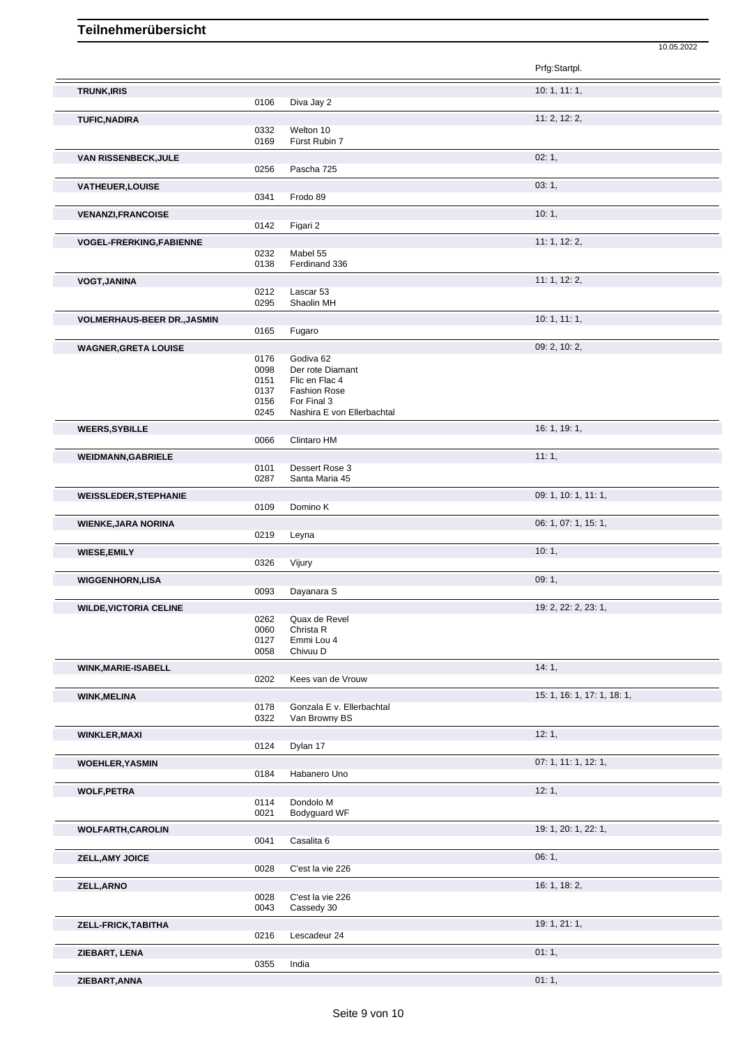# Teilnehmerübersicht

10.05.2022

| Name | Nr. | Pferd | Prfg:Startpl. |
|---|---|---|---|
| **TRUNK,IRIS** | | | 10: 1, 11: 1, |
| | 0106 | Diva Jay 2 | |
| **TUFIC,NADIRA** | | | 11: 2, 12: 2, |
| | 0332 | Welton 10 | |
| | 0169 | Fürst Rubin 7 | |
| **VAN RISSENBECK,JULE** | | | 02: 1, |
| | 0256 | Pascha 725 | |
| **VATHEUER,LOUISE** | | | 03: 1, |
| | 0341 | Frodo 89 | |
| **VENANZI,FRANCOISE** | | | 10: 1, |
| | 0142 | Figari 2 | |
| **VOGEL-FRERKING,FABIENNE** | | | 11: 1, 12: 2, |
| | 0232 | Mabel 55 | |
| | 0138 | Ferdinand 336 | |
| **VOGT,JANINA** | | | 11: 1, 12: 2, |
| | 0212 | Lascar 53 | |
| | 0295 | Shaolin MH | |
| **VOLMERHAUS-BEER DR.,JASMIN** | | | 10: 1, 11: 1, |
| | 0165 | Fugaro | |
| **WAGNER,GRETA LOUISE** | | | 09: 2, 10: 2, |
| | 0176 | Godiva 62 | |
| | 0098 | Der rote Diamant | |
| | 0151 | Flic en Flac 4 | |
| | 0137 | Fashion Rose | |
| | 0156 | For Final 3 | |
| | 0245 | Nashira E von Ellerbachtal | |
| **WEERS,SYBILLE** | | | 16: 1, 19: 1, |
| | 0066 | Clintaro HM | |
| **WEIDMANN,GABRIELE** | | | 11: 1, |
| | 0101 | Dessert Rose 3 | |
| | 0287 | Santa Maria 45 | |
| **WEISSLEDER,STEPHANIE** | | | 09: 1, 10: 1, 11: 1, |
| | 0109 | Domino K | |
| **WIENKE,JARA NORINA** | | | 06: 1, 07: 1, 15: 1, |
| | 0219 | Leyna | |
| **WIESE,EMILY** | | | 10: 1, |
| | 0326 | Vijury | |
| **WIGGENHORN,LISA** | | | 09: 1, |
| | 0093 | Dayanara S | |
| **WILDE,VICTORIA CELINE** | | | 19: 2, 22: 2, 23: 1, |
| | 0262 | Quax de Revel | |
| | 0060 | Christa R | |
| | 0127 | Emmi Lou 4 | |
| | 0058 | Chivuu D | |
| **WINK,MARIE-ISABELL** | | | 14: 1, |
| | 0202 | Kees van de Vrouw | |
| **WINK,MELINA** | | | 15: 1, 16: 1, 17: 1, 18: 1, |
| | 0178 | Gonzala E v. Ellerbachtal | |
| | 0322 | Van Browny BS | |
| **WINKLER,MAXI** | | | 12: 1, |
| | 0124 | Dylan 17 | |
| **WOEHLER,YASMIN** | | | 07: 1, 11: 1, 12: 1, |
| | 0184 | Habanero Uno | |
| **WOLF,PETRA** | | | 12: 1, |
| | 0114 | Dondolo M | |
| | 0021 | Bodyguard WF | |
| **WOLFARTH,CAROLIN** | | | 19: 1, 20: 1, 22: 1, |
| | 0041 | Casalita 6 | |
| **ZELL,AMY JOICE** | | | 06: 1, |
| | 0028 | C'est la vie 226 | |
| **ZELL,ARNO** | | | 16: 1, 18: 2, |
| | 0028 | C'est la vie 226 | |
| | 0043 | Cassedy 30 | |
| **ZELL-FRICK,TABITHA** | | | 19: 1, 21: 1, |
| | 0216 | Lescadeur 24 | |
| **ZIEBART, LENA** | | | 01: 1, |
| | 0355 | India | |
| **ZIEBART,ANNA** | | | 01: 1, |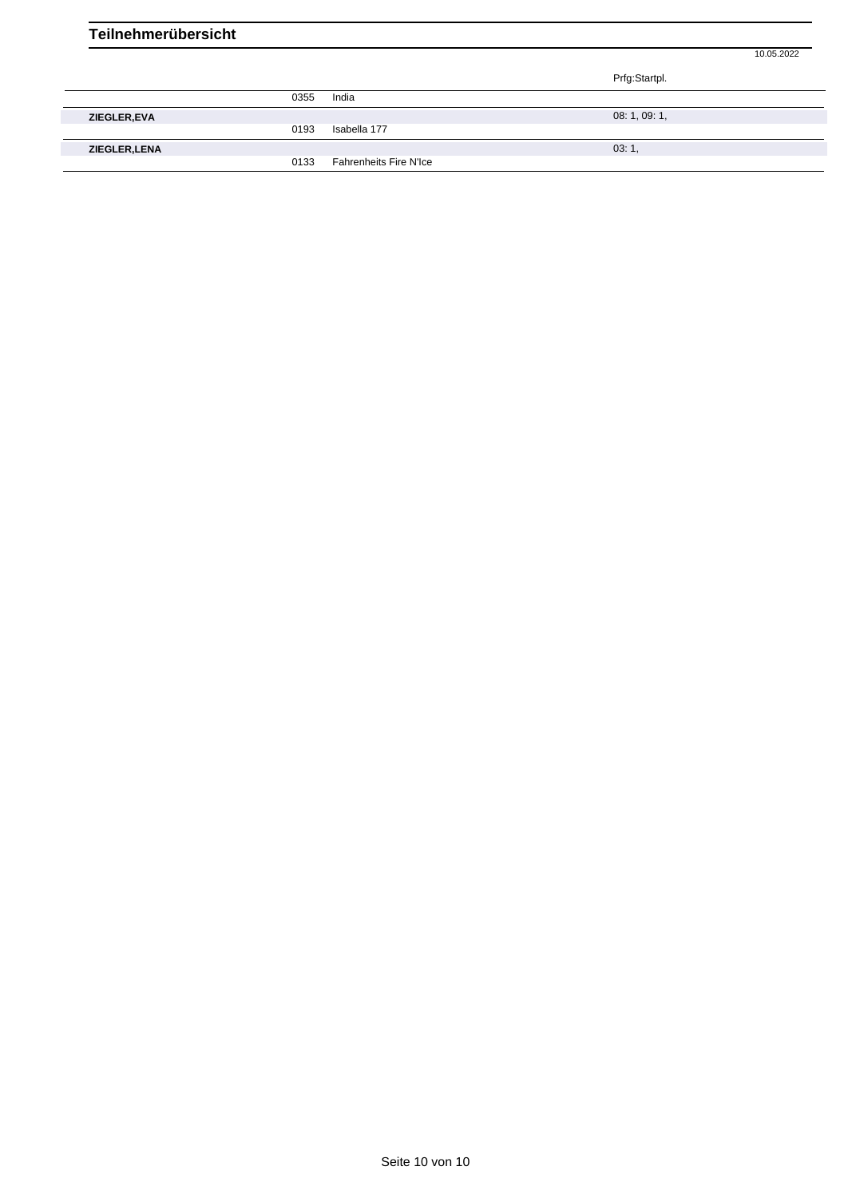## Teilnehmerübersicht

10.05.2022

| | | | Prfg:Startpl. |
|---|---|---|---|
| | 0355 | India | |
| **ZIEGLER,EVA** | | | 08: 1, 09: 1, |
| | 0193 | Isabella 177 | |
| **ZIEGLER,LENA** | | | 03: 1, |
| | 0133 | Fahrenheits Fire N'Ice | |